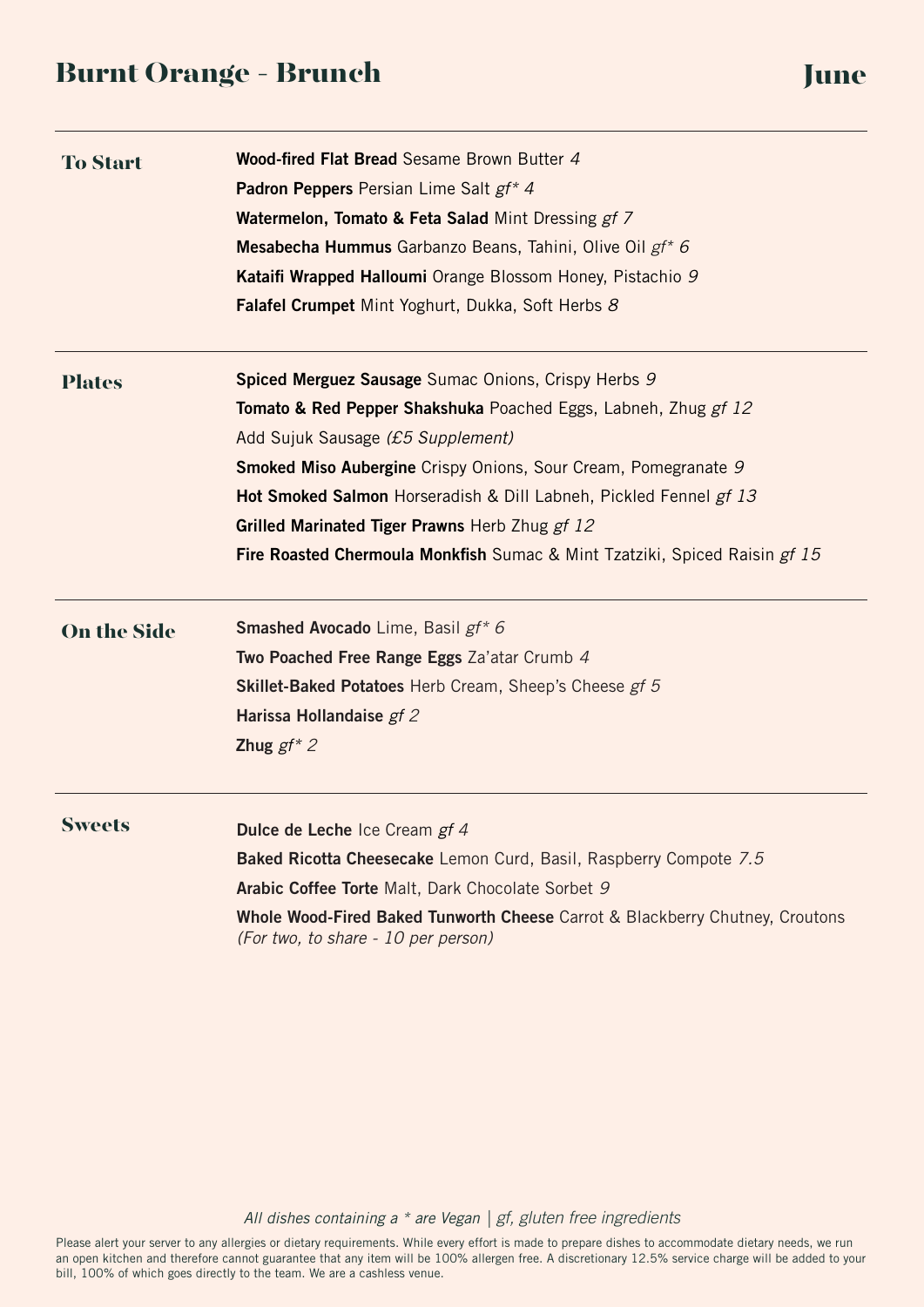# Burnt Orange - Brunch

## June

## To Start

**Wood-fired Flat Bread** Sesame Brown Butter *4*

**Padron Peppers** Persian Lime Salt *gf* 4*

**Watermelon, Tomato & Feta Salad** Mint Dressing *gf 7*

**Mesabecha Hummus** Garbanzo Beans, Tahini, Olive Oil *gf* 6*

**Kataifi Wrapped Halloumi** Orange Blossom Honey, Pistachio *9*

**Falafel Crumpet** Mint Yoghurt, Dukka, Soft Herbs *8*

## Plates

**Spiced Merguez Sausage** Sumac Onions, Crispy Herbs *9*

**Tomato & Red Pepper Shakshuka** Poached Eggs, Labneh, Zhug *gf 12*

Add Sujuk Sausage *(£5 Supplement)*

**Smoked Miso Aubergine** Crispy Onions, Sour Cream, Pomegranate *9*

**Hot Smoked Salmon** Horseradish & Dill Labneh, Pickled Fennel *gf 13*

**Grilled Marinated Tiger Prawns** Herb Zhug *gf 12*

**Fire Roasted Chermoula Monkfish** Sumac & Mint Tzatziki, Spiced Raisin *gf 15*

## On the Side

**Smashed Avocado** Lime, Basil *gf* 6*

**Two Poached Free Range Eggs** Za'atar Crumb *4*

**Skillet-Baked Potatoes** Herb Cream, Sheep's Cheese *gf 5*

**Harissa Hollandaise** *gf 2*

**Zhug** *gf* 2*

## Sweets

**Dulce de Leche** Ice Cream *gf 4*

**Baked Ricotta Cheesecake** Lemon Curd, Basil, Raspberry Compote *7.5*

**Arabic Coffee Torte** Malt, Dark Chocolate Sorbet *9*

**Whole Wood-Fired Baked Tunworth Cheese** Carrot & Blackberry Chutney, Croutons
*(For two, to share - 10 per person)*

*All dishes containing a * are Vegan | gf, gluten free ingredients*

Please alert your server to any allergies or dietary requirements. While every effort is made to prepare dishes to accommodate dietary needs, we run an open kitchen and therefore cannot guarantee that any item will be 100% allergen free. A discretionary 12.5% service charge will be added to your bill, 100% of which goes directly to the team. We are a cashless venue.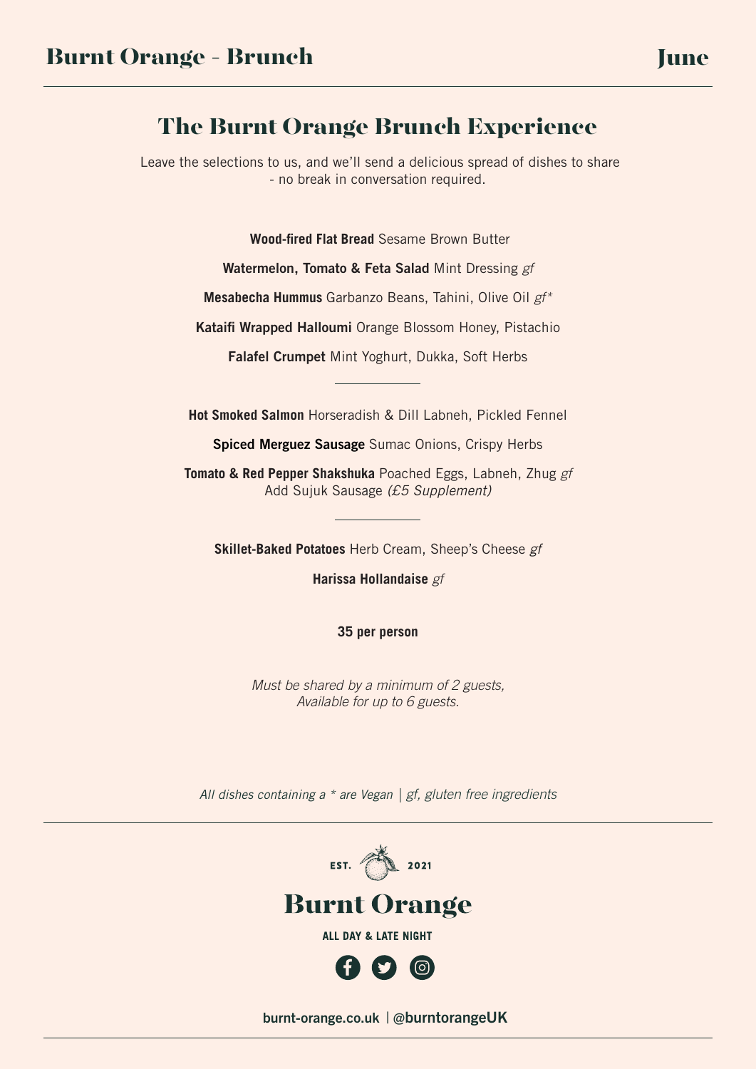# Burnt Orange - Brunch

**June**

## The Burnt Orange Brunch Experience

Leave the selections to us, and we'll send a delicious spread of dishes to share - no break in conversation required.

**Wood-fired Flat Bread** Sesame Brown Butter

**Watermelon, Tomato & Feta Salad** Mint Dressing *gf*

**Mesabecha Hummus** Garbanzo Beans, Tahini, Olive Oil *gf**

**Kataifi Wrapped Halloumi** Orange Blossom Honey, Pistachio

**Falafel Crumpet** Mint Yoghurt, Dukka, Soft Herbs

---

**Hot Smoked Salmon** Horseradish & Dill Labneh, Pickled Fennel

**Spiced Merguez Sausage** Sumac Onions, Crispy Herbs

**Tomato & Red Pepper Shakshuka** Poached Eggs, Labneh, Zhug *gf*
Add Sujuk Sausage *(£5 Supplement)*

---

**Skillet-Baked Potatoes** Herb Cream, Sheep's Cheese *gf*

**Harissa Hollandaise** *gf*

**35 per person**

*Must be shared by a minimum of 2 guests,*
*Available for up to 6 guests.*

*All dishes containing a * are Vegan | gf, gluten free ingredients*

EST. 2021

**Burnt Orange**

**ALL DAY & LATE NIGHT**

**burnt-orange.co.uk | @burntorangeUK**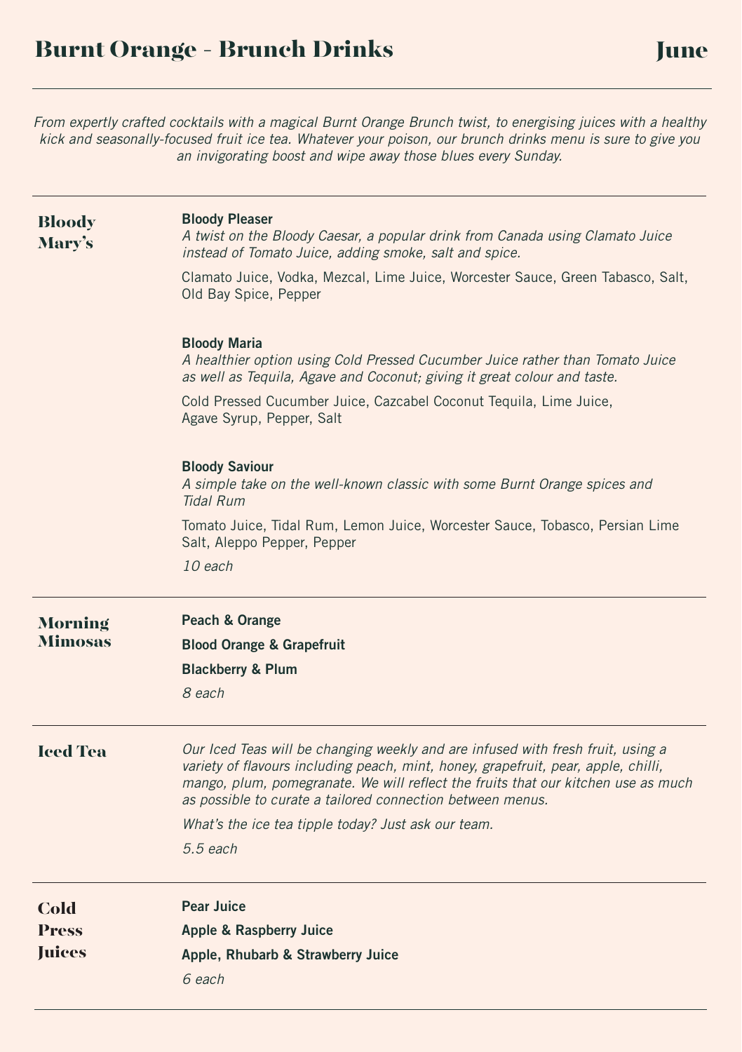# Burnt Orange - Brunch Drinks

June

*From expertly crafted cocktails with a magical Burnt Orange Brunch twist, to energising juices with a healthy kick and seasonally-focused fruit ice tea. Whatever your poison, our brunch drinks menu is sure to give you an invigorating boost and wipe away those blues every Sunday.*

## Bloody Mary's

**Bloody Pleaser**

*A twist on the Bloody Caesar, a popular drink from Canada using Clamato Juice instead of Tomato Juice, adding smoke, salt and spice.*

Clamato Juice, Vodka, Mezcal, Lime Juice, Worcester Sauce, Green Tabasco, Salt, Old Bay Spice, Pepper

**Bloody Maria**

*A healthier option using Cold Pressed Cucumber Juice rather than Tomato Juice as well as Tequila, Agave and Coconut; giving it great colour and taste.*

Cold Pressed Cucumber Juice, Cazcabel Coconut Tequila, Lime Juice, Agave Syrup, Pepper, Salt

**Bloody Saviour**

*A simple take on the well-known classic with some Burnt Orange spices and Tidal Rum*

Tomato Juice, Tidal Rum, Lemon Juice, Worcester Sauce, Tobasco, Persian Lime Salt, Aleppo Pepper, Pepper

*10 each*

## Morning Mimosas

**Peach & Orange**

**Blood Orange & Grapefruit**

**Blackberry & Plum**

*8 each*

## Iced Tea

*Our Iced Teas will be changing weekly and are infused with fresh fruit, using a variety of flavours including peach, mint, honey, grapefruit, pear, apple, chilli, mango, plum, pomegranate. We will reflect the fruits that our kitchen use as much as possible to curate a tailored connection between menus.*

*What's the ice tea tipple today? Just ask our team.*

*5.5 each*

## Cold Press Juices

**Pear Juice**

**Apple & Raspberry Juice**

**Apple, Rhubarb & Strawberry Juice**

*6 each*